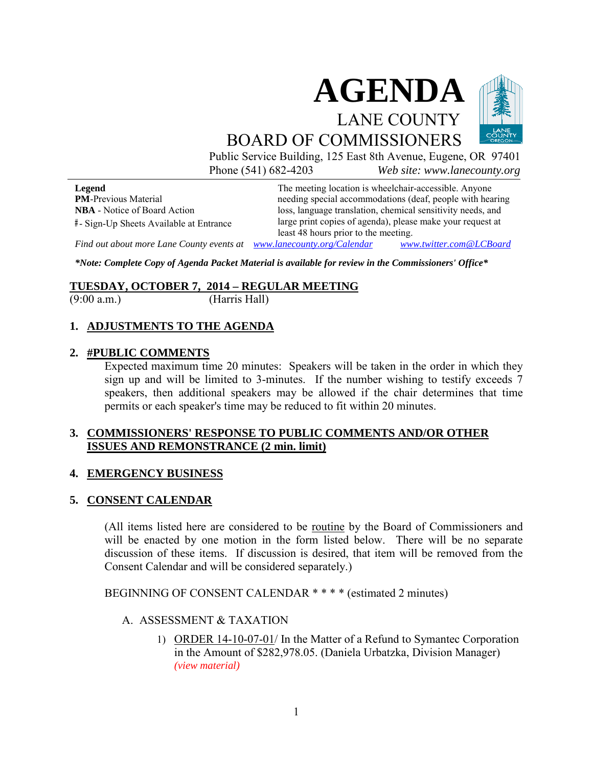# AGENDA

## LANE COUNTY BOARD OF COMMISSIONERS

Public Service Building, 125 East 8th Avenue, Eugene, OR 97401
Phone (541) 682-4203 *Web site: www.lanecounty.org*

**Legend**
**PM**-Previous Material
**NBA** - Notice of Board Action
#- Sign-Up Sheets Available at Entrance

The meeting location is wheelchair-accessible. Anyone needing special accommodations (deaf, people with hearing loss, language translation, chemical sensitivity needs, and large print copies of agenda), please make your request at least 48 hours prior to the meeting.

*Find out about more Lane County events at* *www.lanecounty.org/Calendar* *www.twitter.com@LCBoard*

***Note: Complete Copy of Agenda Packet Material is available for review in the Commissioners' Office***

**TUESDAY, OCTOBER 7, 2014 – REGULAR MEETING**
(9:00 a.m.) (Harris Hall)

**1. ADJUSTMENTS TO THE AGENDA**

**2. #PUBLIC COMMENTS**

Expected maximum time 20 minutes: Speakers will be taken in the order in which they sign up and will be limited to 3-minutes. If the number wishing to testify exceeds 7 speakers, then additional speakers may be allowed if the chair determines that time permits or each speaker's time may be reduced to fit within 20 minutes.

**3. COMMISSIONERS' RESPONSE TO PUBLIC COMMENTS AND/OR OTHER ISSUES AND REMONSTRANCE (2 min. limit)**

**4. EMERGENCY BUSINESS**

**5. CONSENT CALENDAR**

(All items listed here are considered to be routine by the Board of Commissioners and will be enacted by one motion in the form listed below. There will be no separate discussion of these items. If discussion is desired, that item will be removed from the Consent Calendar and will be considered separately.)

BEGINNING OF CONSENT CALENDAR * * * * (estimated 2 minutes)

A. ASSESSMENT & TAXATION

1) ORDER 14-10-07-01/ In the Matter of a Refund to Symantec Corporation in the Amount of $282,978.05. (Daniela Urbatzka, Division Manager) *(view material)*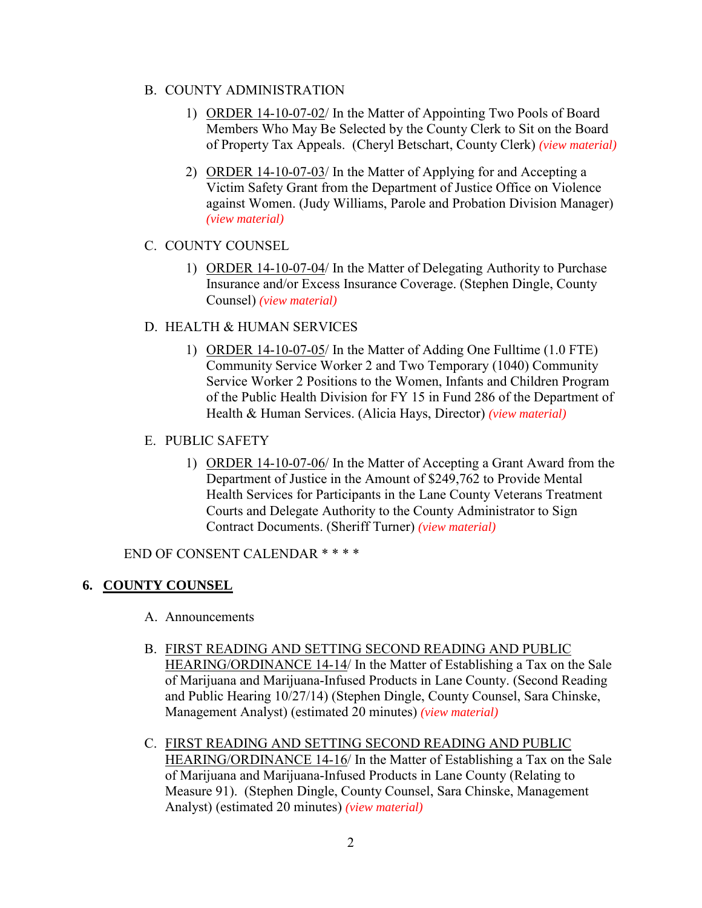B. COUNTY ADMINISTRATION

1) ORDER 14-10-07-02/ In the Matter of Appointing Two Pools of Board Members Who May Be Selected by the County Clerk to Sit on the Board of Property Tax Appeals. (Cheryl Betschart, County Clerk) *(view material)*

2) ORDER 14-10-07-03/ In the Matter of Applying for and Accepting a Victim Safety Grant from the Department of Justice Office on Violence against Women. (Judy Williams, Parole and Probation Division Manager) *(view material)*

C. COUNTY COUNSEL

1) ORDER 14-10-07-04/ In the Matter of Delegating Authority to Purchase Insurance and/or Excess Insurance Coverage. (Stephen Dingle, County Counsel) *(view material)*

D. HEALTH & HUMAN SERVICES

1) ORDER 14-10-07-05/ In the Matter of Adding One Fulltime (1.0 FTE) Community Service Worker 2 and Two Temporary (1040) Community Service Worker 2 Positions to the Women, Infants and Children Program of the Public Health Division for FY 15 in Fund 286 of the Department of Health & Human Services. (Alicia Hays, Director) *(view material)*

E. PUBLIC SAFETY

1) ORDER 14-10-07-06/ In the Matter of Accepting a Grant Award from the Department of Justice in the Amount of $249,762 to Provide Mental Health Services for Participants in the Lane County Veterans Treatment Courts and Delegate Authority to the County Administrator to Sign Contract Documents. (Sheriff Turner) *(view material)*

END OF CONSENT CALENDAR * * * *

## 6. COUNTY COUNSEL

A. Announcements

B. FIRST READING AND SETTING SECOND READING AND PUBLIC HEARING/ORDINANCE 14-14/ In the Matter of Establishing a Tax on the Sale of Marijuana and Marijuana-Infused Products in Lane County. (Second Reading and Public Hearing 10/27/14) (Stephen Dingle, County Counsel, Sara Chinske, Management Analyst) (estimated 20 minutes) *(view material)*

C. FIRST READING AND SETTING SECOND READING AND PUBLIC HEARING/ORDINANCE 14-16/ In the Matter of Establishing a Tax on the Sale of Marijuana and Marijuana-Infused Products in Lane County (Relating to Measure 91). (Stephen Dingle, County Counsel, Sara Chinske, Management Analyst) (estimated 20 minutes) *(view material)*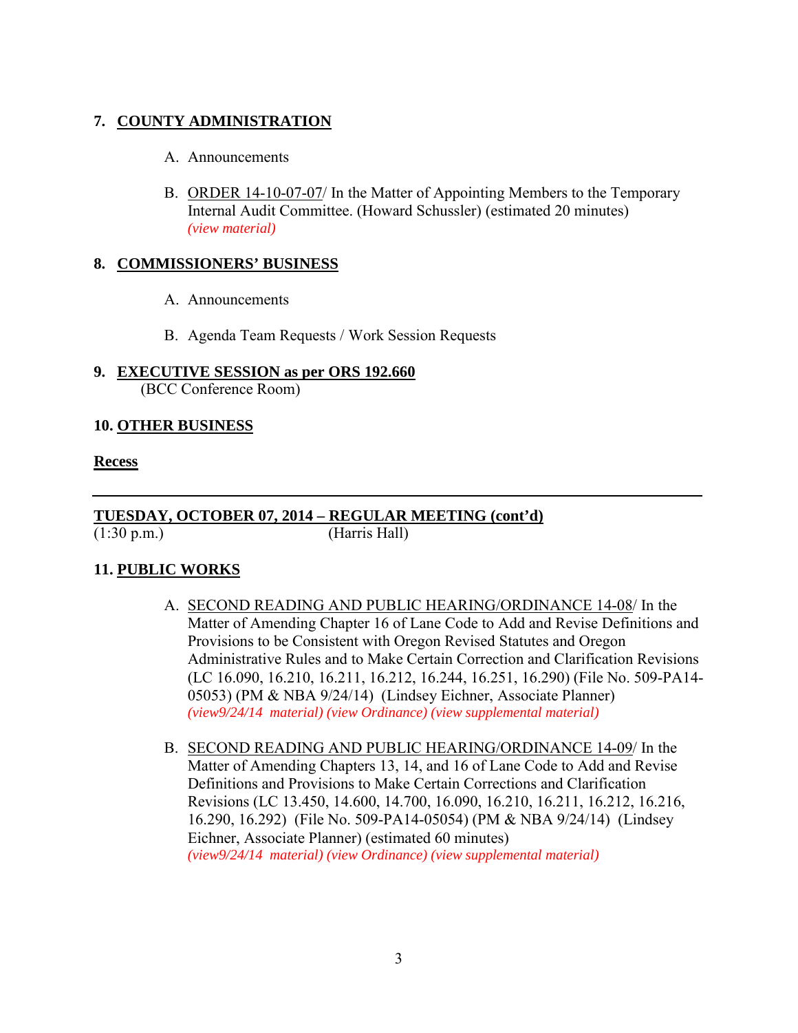## 7. COUNTY ADMINISTRATION

A. Announcements

B. ORDER 14-10-07-07/ In the Matter of Appointing Members to the Temporary Internal Audit Committee. (Howard Schussler) (estimated 20 minutes) *(view material)*

## 8. COMMISSIONERS' BUSINESS

A. Announcements

B. Agenda Team Requests / Work Session Requests

## 9. EXECUTIVE SESSION as per ORS 192.660

(BCC Conference Room)

## 10. OTHER BUSINESS

**Recess**

---

**TUESDAY, OCTOBER 07, 2014 – REGULAR MEETING (cont'd)**

(1:30 p.m.) (Harris Hall)

## 11. PUBLIC WORKS

A. SECOND READING AND PUBLIC HEARING/ORDINANCE 14-08/ In the Matter of Amending Chapter 16 of Lane Code to Add and Revise Definitions and Provisions to be Consistent with Oregon Revised Statutes and Oregon Administrative Rules and to Make Certain Correction and Clarification Revisions (LC 16.090, 16.210, 16.211, 16.212, 16.244, 16.251, 16.290) (File No. 509-PA14-05053) (PM & NBA 9/24/14) (Lindsey Eichner, Associate Planner) *(view9/24/14 material) (view Ordinance) (view supplemental material)*

B. SECOND READING AND PUBLIC HEARING/ORDINANCE 14-09/ In the Matter of Amending Chapters 13, 14, and 16 of Lane Code to Add and Revise Definitions and Provisions to Make Certain Corrections and Clarification Revisions (LC 13.450, 14.600, 14.700, 16.090, 16.210, 16.211, 16.212, 16.216, 16.290, 16.292) (File No. 509-PA14-05054) (PM & NBA 9/24/14) (Lindsey Eichner, Associate Planner) (estimated 60 minutes) *(view9/24/14 material) (view Ordinance) (view supplemental material)*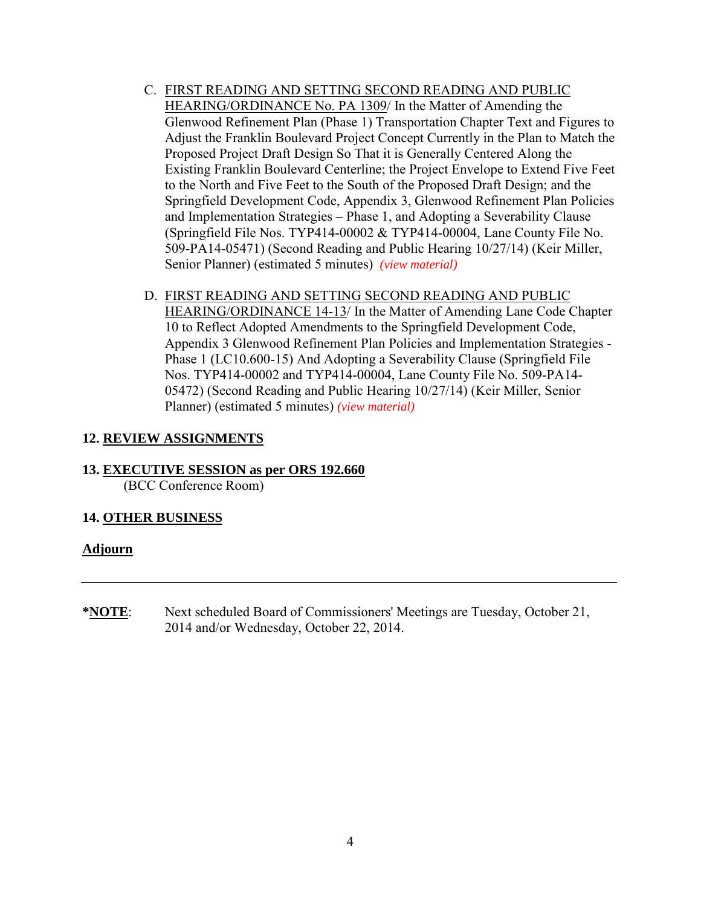C. <u>FIRST READING AND SETTING SECOND READING AND PUBLIC HEARING/ORDINANCE No. PA 1309</u>/ In the Matter of Amending the Glenwood Refinement Plan (Phase 1) Transportation Chapter Text and Figures to Adjust the Franklin Boulevard Project Concept Currently in the Plan to Match the Proposed Project Draft Design So That it is Generally Centered Along the Existing Franklin Boulevard Centerline; the Project Envelope to Extend Five Feet to the North and Five Feet to the South of the Proposed Draft Design; and the Springfield Development Code, Appendix 3, Glenwood Refinement Plan Policies and Implementation Strategies – Phase 1, and Adopting a Severability Clause (Springfield File Nos. TYP414-00002 & TYP414-00004, Lane County File No. 509-PA14-05471) (Second Reading and Public Hearing 10/27/14) (Keir Miller, Senior Planner) (estimated 5 minutes) *(view material)*

D. <u>FIRST READING AND SETTING SECOND READING AND PUBLIC HEARING/ORDINANCE 14-13</u>/ In the Matter of Amending Lane Code Chapter 10 to Reflect Adopted Amendments to the Springfield Development Code, Appendix 3 Glenwood Refinement Plan Policies and Implementation Strategies - Phase 1 (LC10.600-15) And Adopting a Severability Clause (Springfield File Nos. TYP414-00002 and TYP414-00004, Lane County File No. 509-PA14-05472) (Second Reading and Public Hearing 10/27/14) (Keir Miller, Senior Planner) (estimated 5 minutes) *(view material)*

**12. <u>REVIEW ASSIGNMENTS</u>**

**13. <u>EXECUTIVE SESSION as per ORS 192.660</u>**
(BCC Conference Room)

**14. <u>OTHER BUSINESS</u>**

**<u>Adjourn</u>**

---

**\*<u>NOTE</u>**: Next scheduled Board of Commissioners' Meetings are Tuesday, October 21, 2014 and/or Wednesday, October 22, 2014.